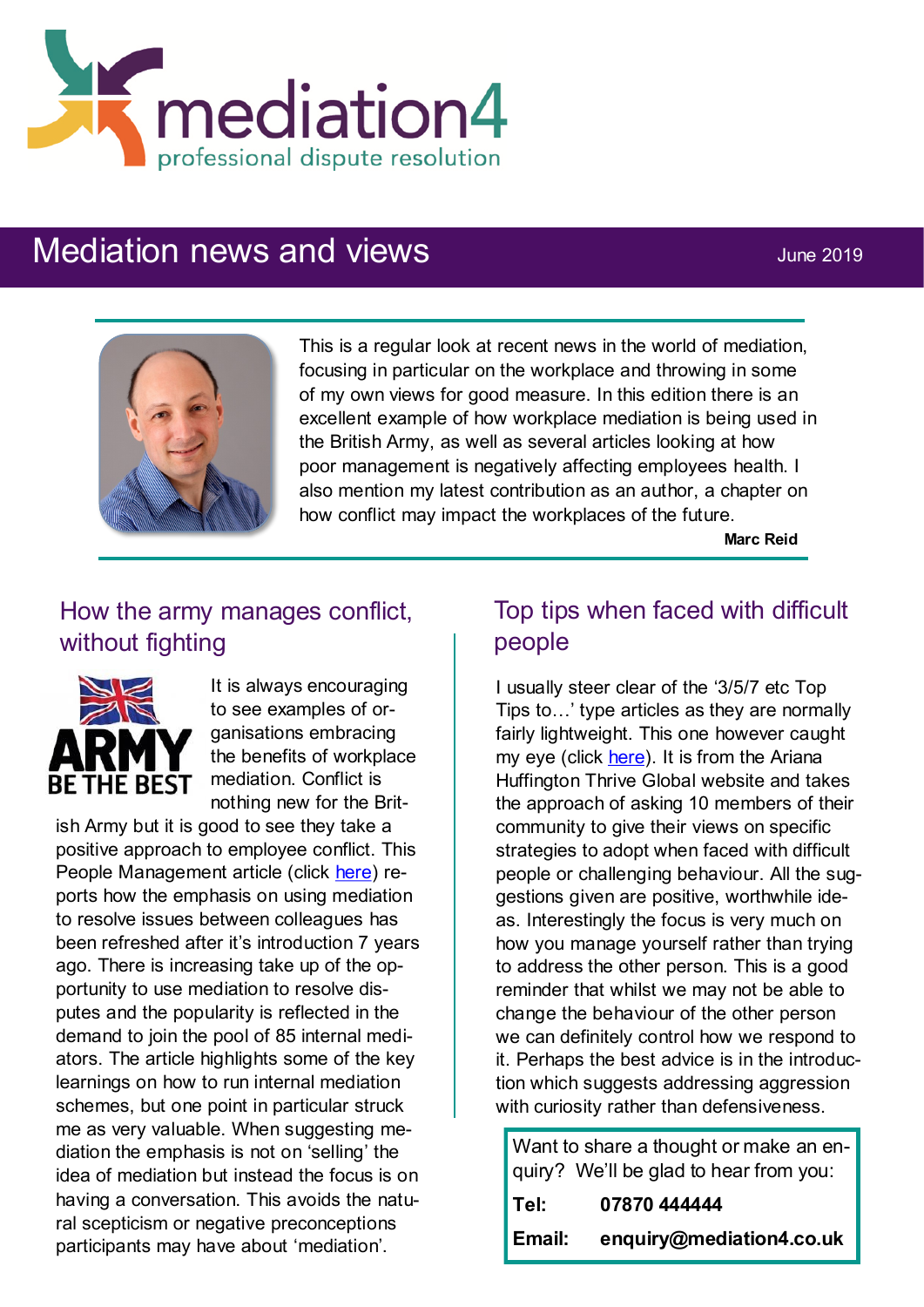mediation4

professional dispute resolution

# Mediation news and views

June 2019

This is a regular look at recent news in the world of mediation, focusing in particular on the workplace and throwing in some of my own views for good measure. In this edition there is an excellent example of how workplace mediation is being used in the British Army, as well as several articles looking at how poor management is negatively affecting employees health. I also mention my latest contribution as an author, a chapter on how conflict may impact the workplaces of the future.

**Marc Reid**

## How the army manages conflict, without fighting

ARMY BE THE BEST

It is always encouraging to see examples of organisations embracing the benefits of workplace mediation. Conflict is nothing new for the British Army but it is good to see they take a positive approach to employee conflict. This People Management article (click here) reports how the emphasis on using mediation to resolve issues between colleagues has been refreshed after it's introduction 7 years ago. There is increasing take up of the opportunity to use mediation to resolve disputes and the popularity is reflected in the demand to join the pool of 85 internal mediators. The article highlights some of the key learnings on how to run internal mediation schemes, but one point in particular struck me as very valuable. When suggesting mediation the emphasis is not on 'selling' the idea of mediation but instead the focus is on having a conversation. This avoids the natural scepticism or negative preconceptions participants may have about 'mediation'.

## Top tips when faced with difficult people

I usually steer clear of the '3/5/7 etc Top Tips to…' type articles as they are normally fairly lightweight. This one however caught my eye (click here). It is from the Ariana Huffington Thrive Global website and takes the approach of asking 10 members of their community to give their views on specific strategies to adopt when faced with difficult people or challenging behaviour. All the suggestions given are positive, worthwhile ideas. Interestingly the focus is very much on how you manage yourself rather than trying to address the other person. This is a good reminder that whilst we may not be able to change the behaviour of the other person we can definitely control how we respond to it. Perhaps the best advice is in the introduction which suggests addressing aggression with curiosity rather than defensiveness.

Want to share a thought or make an enquiry? We'll be glad to hear from you:

**Tel:** **07870 444444**

**Email:** **enquiry@mediation4.co.uk**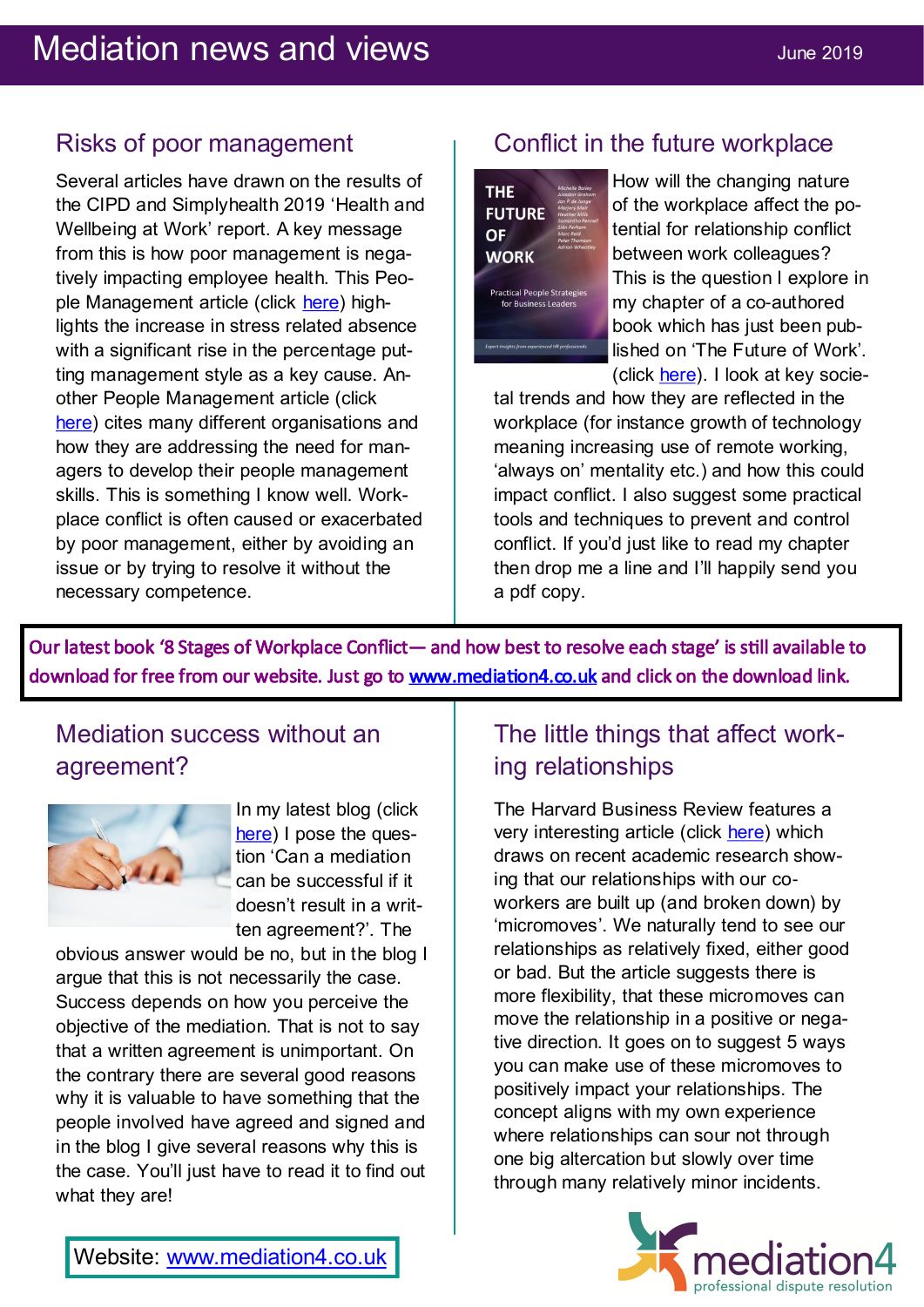# Mediation news and views

June 2019

## Risks of poor management

Several articles have drawn on the results of the CIPD and Simplyhealth 2019 'Health and Wellbeing at Work' report. A key message from this is how poor management is negatively impacting employee health. This People Management article (click here) highlights the increase in stress related absence with a significant rise in the percentage putting management style as a key cause. Another People Management article (click here) cites many different organisations and how they are addressing the need for managers to develop their people management skills. This is something I know well. Workplace conflict is often caused or exacerbated by poor management, either by avoiding an issue or by trying to resolve it without the necessary competence.

## Conflict in the future workplace

How will the changing nature of the workplace affect the potential for relationship conflict between work colleagues? This is the question I explore in my chapter of a co-authored book which has just been published on 'The Future of Work'. (click here). I look at key societal trends and how they are reflected in the workplace (for instance growth of technology meaning increasing use of remote working, 'always on' mentality etc.) and how this could impact conflict. I also suggest some practical tools and techniques to prevent and control conflict. If you'd just like to read my chapter then drop me a line and I'll happily send you a pdf copy.

**Our latest book '8 Stages of Workplace Conflict— and how best to resolve each stage' is still available to download for free from our website. Just go to www.mediation4.co.uk and click on the download link.**

## Mediation success without an agreement?

In my latest blog (click here) I pose the question 'Can a mediation can be successful if it doesn't result in a written agreement?'. The obvious answer would be no, but in the blog I argue that this is not necessarily the case. Success depends on how you perceive the objective of the mediation. That is not to say that a written agreement is unimportant. On the contrary there are several good reasons why it is valuable to have something that the people involved have agreed and signed and in the blog I give several reasons why this is the case. You'll just have to read it to find out what they are!

## The little things that affect working relationships

The Harvard Business Review features a very interesting article (click here) which draws on recent academic research showing that our relationships with our co-workers are built up (and broken down) by 'micromoves'. We naturally tend to see our relationships as relatively fixed, either good or bad. But the article suggests there is more flexibility, that these micromoves can move the relationship in a positive or negative direction. It goes on to suggest 5 ways you can make use of these micromoves to positively impact your relationships. The concept aligns with my own experience where relationships can sour not through one big altercation but slowly over time through many relatively minor incidents.

Website: www.mediation4.co.uk

mediation4
professional dispute resolution